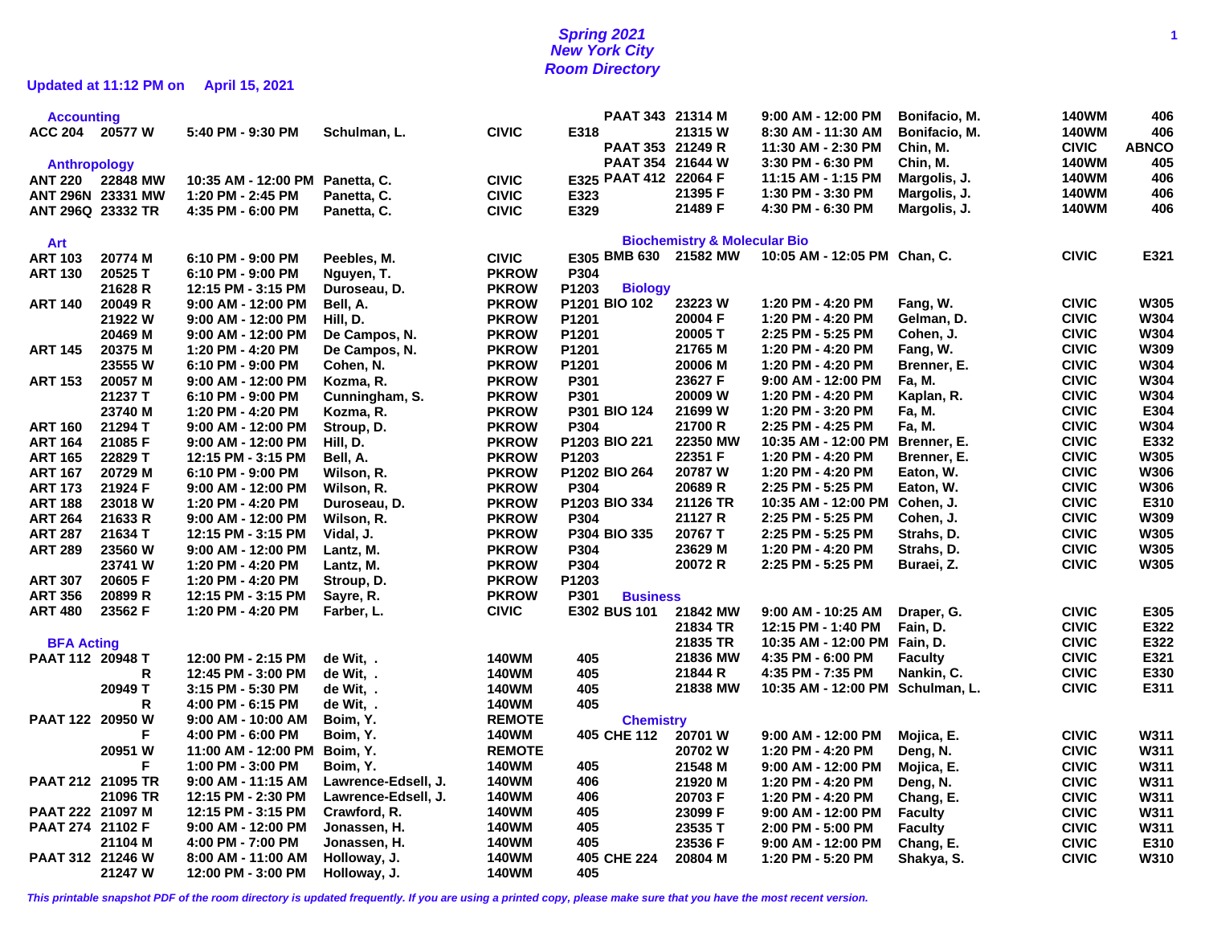# Spring 2021
# New York City
# Room Directory

**Updated at 11:12 PM on April 15, 2021**

## Accounting

| Course | Section | Time | Instructor | Building | Room |
|---|---|---|---|---|---|
| ACC 204 | 20577 W | 5:40 PM - 9:30 PM | Schulman, L. | CIVIC | E318 |

## Anthropology

| Course | Section | Time | Instructor | Building | Room |
|---|---|---|---|---|---|
| ANT 220 | 22848 MW | 10:35 AM - 12:00 PM | Panetta, C. | CIVIC | E325 |
| ANT 296N | 23331 MW | 1:20 PM - 2:45 PM | Panetta, C. | CIVIC | E323 |
| ANT 296Q | 23332 TR | 4:35 PM - 6:00 PM | Panetta, C. | CIVIC | E329 |

## Art

| Course | Section | Time | Instructor | Building | Room |
|---|---|---|---|---|---|
| ART 103 | 20774 M | 6:10 PM - 9:00 PM | Peebles, M. | CIVIC | E305 |
| ART 130 | 20525 T | 6:10 PM - 9:00 PM | Nguyen, T. | PKROW | P304 |
| | 21628 R | 12:15 PM - 3:15 PM | Duroseau, D. | PKROW | P1203 |
| ART 140 | 20049 R | 9:00 AM - 12:00 PM | Bell, A. | PKROW | P1201 |
| | 21922 W | 9:00 AM - 12:00 PM | Hill, D. | PKROW | P1201 |
| | 20469 M | 9:00 AM - 12:00 PM | De Campos, N. | PKROW | P1201 |
| ART 145 | 20375 M | 1:20 PM - 4:20 PM | De Campos, N. | PKROW | P1201 |
| | 23555 W | 6:10 PM - 9:00 PM | Cohen, N. | PKROW | P1201 |
| ART 153 | 20057 M | 9:00 AM - 12:00 PM | Kozma, R. | PKROW | P301 |
| | 21237 T | 6:10 PM - 9:00 PM | Cunningham, S. | PKROW | P301 |
| | 23740 M | 1:20 PM - 4:20 PM | Kozma, R. | PKROW | P301 |
| ART 160 | 21294 T | 9:00 AM - 12:00 PM | Stroup, D. | PKROW | P304 |
| ART 164 | 21085 F | 9:00 AM - 12:00 PM | Hill, D. | PKROW | P1203 |
| ART 165 | 22829 T | 12:15 PM - 3:15 PM | Bell, A. | PKROW | P1203 |
| ART 167 | 20729 M | 6:10 PM - 9:00 PM | Wilson, R. | PKROW | P1202 |
| ART 173 | 21924 F | 9:00 AM - 12:00 PM | Wilson, R. | PKROW | P304 |
| ART 188 | 23018 W | 1:20 PM - 4:20 PM | Duroseau, D. | PKROW | P1203 |
| ART 264 | 21633 R | 9:00 AM - 12:00 PM | Wilson, R. | PKROW | P304 |
| ART 287 | 21634 T | 12:15 PM - 3:15 PM | Vidal, J. | PKROW | P304 |
| ART 289 | 23560 W | 9:00 AM - 12:00 PM | Lantz, M. | PKROW | P304 |
| | 23741 W | 1:20 PM - 4:20 PM | Lantz, M. | PKROW | P304 |
| ART 307 | 20605 F | 1:20 PM - 4:20 PM | Stroup, D. | PKROW | P1203 |
| ART 356 | 20899 R | 12:15 PM - 3:15 PM | Sayre, R. | PKROW | P301 |
| ART 480 | 23562 F | 1:20 PM - 4:20 PM | Farber, L. | CIVIC | E302 |

## BFA Acting

| Course | Section | Time | Instructor | Building | Room |
|---|---|---|---|---|---|
| PAAT 112 | 20948 T | 12:00 PM - 2:15 PM | de Wit, . | 140WM | 405 |
| | R | 12:45 PM - 3:00 PM | de Wit, . | 140WM | 405 |
| | 20949 T | 3:15 PM - 5:30 PM | de Wit, . | 140WM | 405 |
| | R | 4:00 PM - 6:15 PM | de Wit, . | 140WM | 405 |
| PAAT 122 | 20950 W | 9:00 AM - 10:00 AM | Boim, Y. | REMOTE | |
| | F | 4:00 PM - 6:00 PM | Boim, Y. | 140WM | 405 |
| | 20951 W | 11:00 AM - 12:00 PM | Boim, Y. | REMOTE | |
| | F | 1:00 PM - 3:00 PM | Boim, Y. | 140WM | 405 |
| PAAT 212 | 21095 TR | 9:00 AM - 11:15 AM | Lawrence-Edsell, J. | 140WM | 406 |
| | 21096 TR | 12:15 PM - 2:30 PM | Lawrence-Edsell, J. | 140WM | 406 |
| PAAT 222 | 21097 M | 12:15 PM - 3:15 PM | Crawford, R. | 140WM | 405 |
| PAAT 274 | 21102 F | 9:00 AM - 12:00 PM | Jonassen, H. | 140WM | 405 |
| | 21104 M | 4:00 PM - 7:00 PM | Jonassen, H. | 140WM | 405 |
| PAAT 312 | 21246 W | 8:00 AM - 11:00 AM | Holloway, J. | 140WM | 405 |
| | 21247 W | 12:00 PM - 3:00 PM | Holloway, J. | 140WM | 405 |
| PAAT 343 | 21314 M | 9:00 AM - 12:00 PM | Bonifacio, M. | 140WM | 406 |
| | 21315 W | 8:30 AM - 11:30 AM | Bonifacio, M. | 140WM | 406 |
| PAAT 353 | 21249 R | 11:30 AM - 2:30 PM | Chin, M. | CIVIC | ABNCO |
| PAAT 354 | 21644 W | 3:30 PM - 6:30 PM | Chin, M. | 140WM | 405 |
| PAAT 412 | 22064 F | 11:15 AM - 1:15 PM | Margolis, J. | 140WM | 406 |
| | 21395 F | 1:30 PM - 3:30 PM | Margolis, J. | 140WM | 406 |
| | 21489 F | 4:30 PM - 6:30 PM | Margolis, J. | 140WM | 406 |

## Biochemistry & Molecular Bio

| Course | Section | Time | Instructor | Building | Room |
|---|---|---|---|---|---|
| BMB 630 | 21582 MW | 10:05 AM - 12:05 PM | Chan, C. | CIVIC | E321 |

## Biology

| Course | Section | Time | Instructor | Building | Room |
|---|---|---|---|---|---|
| BIO 102 | 23223 W | 1:20 PM - 4:20 PM | Fang, W. | CIVIC | W305 |
| | 20004 F | 1:20 PM - 4:20 PM | Gelman, D. | CIVIC | W304 |
| | 20005 T | 2:25 PM - 5:25 PM | Cohen, J. | CIVIC | W304 |
| | 21765 M | 1:20 PM - 4:20 PM | Fang, W. | CIVIC | W309 |
| | 20006 M | 1:20 PM - 4:20 PM | Brenner, E. | CIVIC | W304 |
| | 23627 F | 9:00 AM - 12:00 PM | Fa, M. | CIVIC | W304 |
| | 20009 W | 1:20 PM - 4:20 PM | Kaplan, R. | CIVIC | W304 |
| BIO 124 | 21699 W | 1:20 PM - 3:20 PM | Fa, M. | CIVIC | E304 |
| | 21700 R | 2:25 PM - 4:25 PM | Fa, M. | CIVIC | W304 |
| BIO 221 | 22350 MW | 10:35 AM - 12:00 PM | Brenner, E. | CIVIC | E332 |
| | 22351 F | 1:20 PM - 4:20 PM | Brenner, E. | CIVIC | W305 |
| BIO 264 | 20787 W | 1:20 PM - 4:20 PM | Eaton, W. | CIVIC | W306 |
| | 20689 R | 2:25 PM - 5:25 PM | Eaton, W. | CIVIC | W306 |
| BIO 334 | 21126 TR | 10:35 AM - 12:00 PM | Cohen, J. | CIVIC | E310 |
| | 21127 R | 2:25 PM - 5:25 PM | Cohen, J. | CIVIC | W309 |
| BIO 335 | 20767 T | 2:25 PM - 5:25 PM | Strahs, D. | CIVIC | W305 |
| | 23629 M | 1:20 PM - 4:20 PM | Strahs, D. | CIVIC | W305 |
| | 20072 R | 2:25 PM - 5:25 PM | Buraei, Z. | CIVIC | W305 |

## Business

| Course | Section | Time | Instructor | Building | Room |
|---|---|---|---|---|---|
| BUS 101 | 21842 MW | 9:00 AM - 10:25 AM | Draper, G. | CIVIC | E305 |
| | 21834 TR | 12:15 PM - 1:40 PM | Fain, D. | CIVIC | E322 |
| | 21835 TR | 10:35 AM - 12:00 PM | Fain, D. | CIVIC | E322 |
| | 21836 MW | 4:35 PM - 6:00 PM | Faculty | CIVIC | E321 |
| | 21844 R | 4:35 PM - 7:35 PM | Nankin, C. | CIVIC | E330 |
| | 21838 MW | 10:35 AM - 12:00 PM | Schulman, L. | CIVIC | E311 |

## Chemistry

| Course | Section | Time | Instructor | Building | Room |
|---|---|---|---|---|---|
| CHE 112 | 20701 W | 9:00 AM - 12:00 PM | Mojica, E. | CIVIC | W311 |
| | 20702 W | 1:20 PM - 4:20 PM | Deng, N. | CIVIC | W311 |
| | 21548 M | 9:00 AM - 12:00 PM | Mojica, E. | CIVIC | W311 |
| | 21920 M | 1:20 PM - 4:20 PM | Deng, N. | CIVIC | W311 |
| | 20703 F | 1:20 PM - 4:20 PM | Chang, E. | CIVIC | W311 |
| | 23099 F | 9:00 AM - 12:00 PM | Faculty | CIVIC | W311 |
| | 23535 T | 2:00 PM - 5:00 PM | Faculty | CIVIC | W311 |
| | 23536 F | 9:00 AM - 12:00 PM | Chang, E. | CIVIC | E310 |
| CHE 224 | 20804 M | 1:20 PM - 5:20 PM | Shakya, S. | CIVIC | W310 |

*This printable snapshot PDF of the room directory is updated frequently. If you are using a printed copy, please make sure that you have the most recent version.*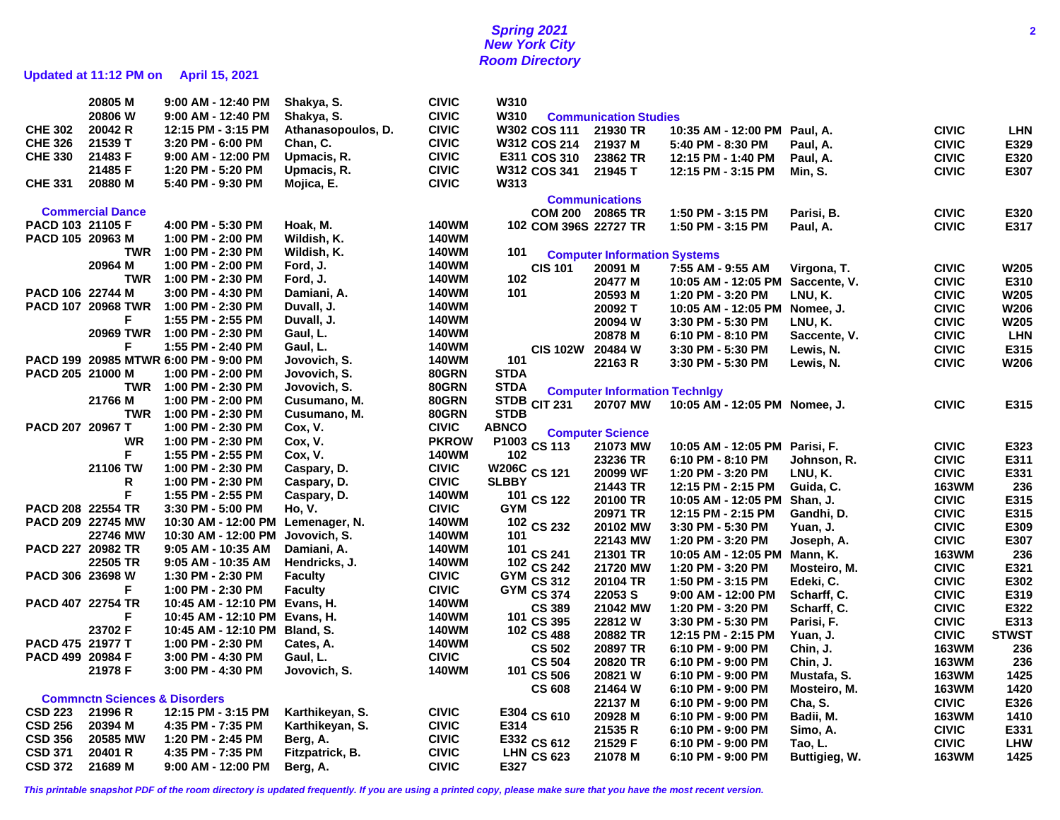# Spring 2021
## New York City
## Room Directory

**Updated at 11:12 PM on April 15, 2021**

| Course | Section | Days | Time | Instructor | Building | Room |
|---|---|---|---|---|---|---|
| | 20805 | M | 9:00 AM - 12:40 PM | Shakya, S. | CIVIC | W310 |
| | 20806 | W | 9:00 AM - 12:40 PM | Shakya, S. | CIVIC | W310 |
| CHE 302 | 20042 | R | 12:15 PM - 3:15 PM | Athanasopoulos, D. | CIVIC | W302 |
| CHE 326 | 21539 | T | 3:20 PM - 6:00 PM | Chan, C. | CIVIC | W312 |
| CHE 330 | 21483 | F | 9:00 AM - 12:00 PM | Upmacis, R. | CIVIC | E311 |
| | 21485 | F | 1:20 PM - 5:20 PM | Upmacis, R. | CIVIC | W312 |
| CHE 331 | 20880 | M | 5:40 PM - 9:30 PM | Mojica, E. | CIVIC | W313 |

### Commercial Dance

| Course | Section | Days | Time | Instructor | Building | Room |
|---|---|---|---|---|---|---|
| PACD 103 | 21105 | F | 4:00 PM - 5:30 PM | Hoak, M. | 140WM | 102 |
| PACD 105 | 20963 | M | 1:00 PM - 2:00 PM | Wildish, K. | 140WM | |
| | | TWR | 1:00 PM - 2:30 PM | Wildish, K. | 140WM | 101 |
| | 20964 | M | 1:00 PM - 2:00 PM | Ford, J. | 140WM | |
| | | TWR | 1:00 PM - 2:30 PM | Ford, J. | 140WM | 102 |
| PACD 106 | 22744 | M | 3:00 PM - 4:30 PM | Damiani, A. | 140WM | 101 |
| PACD 107 | 20968 | TWR | 1:00 PM - 2:30 PM | Duvall, J. | 140WM | |
| | | F | 1:55 PM - 2:55 PM | Duvall, J. | 140WM | |
| | 20969 | TWR | 1:00 PM - 2:30 PM | Gaul, L. | 140WM | |
| | | F | 1:55 PM - 2:40 PM | Gaul, L. | 140WM | |
| PACD 199 | 20985 | MTWR | 6:00 PM - 9:00 PM | Jovovich, S. | 140WM | 101 |
| PACD 205 | 21000 | M | 1:00 PM - 2:00 PM | Jovovich, S. | 80GRN | STDA |
| | | TWR | 1:00 PM - 2:30 PM | Jovovich, S. | 80GRN | STDA |
| | 21766 | M | 1:00 PM - 2:00 PM | Cusumano, M. | 80GRN | STDB |
| | | TWR | 1:00 PM - 2:30 PM | Cusumano, M. | 80GRN | STDB |
| PACD 207 | 20967 | T | 1:00 PM - 2:30 PM | Cox, V. | CIVIC | ABNCO |
| | | WR | 1:00 PM - 2:30 PM | Cox, V. | PKROW | P1003 |
| | | F | 1:55 PM - 2:55 PM | Cox, V. | 140WM | 102 |
| | 21106 | TW | 1:00 PM - 2:30 PM | Caspary, D. | CIVIC | W206C |
| | | R | 1:00 PM - 2:30 PM | Caspary, D. | CIVIC | SLBBY |
| | | F | 1:55 PM - 2:55 PM | Caspary, D. | 140WM | 101 |
| PACD 208 | 22554 | TR | 3:30 PM - 5:00 PM | Ho, V. | CIVIC | GYM |
| PACD 209 | 22745 | MW | 10:30 AM - 12:00 PM | Lemenager, N. | 140WM | 102 |
| | 22746 | MW | 10:30 AM - 12:00 PM | Jovovich, S. | 140WM | 101 |
| PACD 227 | 20982 | TR | 9:05 AM - 10:35 AM | Damiani, A. | 140WM | 101 |
| | 22505 | TR | 9:05 AM - 10:35 AM | Hendricks, J. | 140WM | 102 |
| PACD 306 | 23698 | W | 1:30 PM - 2:30 PM | Faculty | CIVIC | GYM |
| | | F | 1:00 PM - 2:30 PM | Faculty | CIVIC | GYM |
| PACD 407 | 22754 | TR | 10:45 AM - 12:10 PM | Evans, H. | 140WM | |
| | | F | 10:45 AM - 12:10 PM | Evans, H. | 140WM | 101 |
| | 23702 | F | 10:45 AM - 12:10 PM | Bland, S. | 140WM | 102 |
| PACD 475 | 21977 | T | 1:00 PM - 2:30 PM | Cates, A. | 140WM | |
| PACD 499 | 20984 | F | 3:00 PM - 4:30 PM | Gaul, L. | CIVIC | |
| | 21978 | F | 3:00 PM - 4:30 PM | Jovovich, S. | 140WM | 101 |

### Commnctn Sciences & Disorders

| Course | Section | Days | Time | Instructor | Building | Room |
|---|---|---|---|---|---|---|
| CSD 223 | 21996 | R | 12:15 PM - 3:15 PM | Karthikeyan, S. | CIVIC | E304 |
| CSD 256 | 20394 | M | 4:35 PM - 7:35 PM | Karthikeyan, S. | CIVIC | E314 |
| CSD 356 | 20585 | MW | 1:20 PM - 2:45 PM | Berg, A. | CIVIC | E332 |
| CSD 371 | 20401 | R | 4:35 PM - 7:35 PM | Fitzpatrick, B. | CIVIC | LHN |
| CSD 372 | 21689 | M | 9:00 AM - 12:00 PM | Berg, A. | CIVIC | E327 |

### Communication Studies

| Course | Section | Days | Time | Instructor | Building | Room |
|---|---|---|---|---|---|---|
| COS 111 | 21930 | TR | 10:35 AM - 12:00 PM | Paul, A. | CIVIC | LHN |
| COS 214 | 21937 | M | 5:40 PM - 8:30 PM | Paul, A. | CIVIC | E329 |
| COS 310 | 23862 | TR | 12:15 PM - 1:40 PM | Paul, A. | CIVIC | E320 |
| COS 341 | 21945 | T | 12:15 PM - 3:15 PM | Min, S. | CIVIC | E307 |

### Communications

| Course | Section | Days | Time | Instructor | Building | Room |
|---|---|---|---|---|---|---|
| COM 200 | 20865 | TR | 1:50 PM - 3:15 PM | Parisi, B. | CIVIC | E320 |
| COM 396S | 22727 | TR | 1:50 PM - 3:15 PM | Paul, A. | CIVIC | E317 |

### Computer Information Systems

| Course | Section | Days | Time | Instructor | Building | Room |
|---|---|---|---|---|---|---|
| CIS 101 | 20091 | M | 7:55 AM - 9:55 AM | Virgona, T. | CIVIC | W205 |
| | 20477 | M | 10:05 AM - 12:05 PM | Saccente, V. | CIVIC | E310 |
| | 20593 | M | 1:20 PM - 3:20 PM | LNU, K. | CIVIC | W205 |
| | 20092 | T | 10:05 AM - 12:05 PM | Nomee, J. | CIVIC | W206 |
| | 20094 | W | 3:30 PM - 5:30 PM | LNU, K. | CIVIC | W205 |
| | 20878 | M | 6:10 PM - 8:10 PM | Saccente, V. | CIVIC | LHN |
| CIS 102W | 20484 | W | 3:30 PM - 5:30 PM | Lewis, N. | CIVIC | E315 |
| | 22163 | R | 3:30 PM - 5:30 PM | Lewis, N. | CIVIC | W206 |

### Computer Information Technlgy

| Course | Section | Days | Time | Instructor | Building | Room |
|---|---|---|---|---|---|---|
| CIT 231 | 20707 | MW | 10:05 AM - 12:05 PM | Nomee, J. | CIVIC | E315 |

### Computer Science

| Course | Section | Days | Time | Instructor | Building | Room |
|---|---|---|---|---|---|---|
| CS 113 | 21073 | MW | 10:05 AM - 12:05 PM | Parisi, F. | CIVIC | E323 |
| | 23236 | TR | 6:10 PM - 8:10 PM | Johnson, R. | CIVIC | E311 |
| CS 121 | 20099 | WF | 1:20 PM - 3:20 PM | LNU, K. | CIVIC | E331 |
| | 21443 | TR | 12:15 PM - 2:15 PM | Guida, C. | 163WM | 236 |
| CS 122 | 20100 | TR | 10:05 AM - 12:05 PM | Shan, J. | CIVIC | E315 |
| | 20971 | TR | 12:15 PM - 2:15 PM | Gandhi, D. | CIVIC | E315 |
| CS 232 | 20102 | MW | 3:30 PM - 5:30 PM | Yuan, J. | CIVIC | E309 |
| | 22143 | MW | 1:20 PM - 3:20 PM | Joseph, A. | CIVIC | E307 |
| CS 241 | 21301 | TR | 10:05 AM - 12:05 PM | Mann, K. | 163WM | 236 |
| CS 242 | 21720 | MW | 1:20 PM - 3:20 PM | Mosteiro, M. | CIVIC | E321 |
| CS 312 | 20104 | TR | 1:50 PM - 3:15 PM | Edeki, C. | CIVIC | E302 |
| CS 374 | 22053 | S | 9:00 AM - 12:00 PM | Scharff, C. | CIVIC | E319 |
| CS 389 | 21042 | MW | 1:20 PM - 3:20 PM | Scharff, C. | CIVIC | E322 |
| CS 395 | 22812 | W | 3:30 PM - 5:30 PM | Parisi, F. | CIVIC | E313 |
| CS 488 | 20882 | TR | 12:15 PM - 2:15 PM | Yuan, J. | CIVIC | STWST |
| CS 502 | 20897 | TR | 6:10 PM - 9:00 PM | Chin, J. | 163WM | 236 |
| CS 504 | 20820 | TR | 6:10 PM - 9:00 PM | Chin, J. | 163WM | 236 |
| CS 506 | 20821 | W | 6:10 PM - 9:00 PM | Mustafa, S. | 163WM | 1425 |
| CS 608 | 21464 | W | 6:10 PM - 9:00 PM | Mosteiro, M. | 163WM | 1420 |
| | 22137 | M | 6:10 PM - 9:00 PM | Cha, S. | CIVIC | E326 |
| CS 610 | 20928 | M | 6:10 PM - 9:00 PM | Badii, M. | 163WM | 1410 |
| | 21535 | R | 6:10 PM - 9:00 PM | Simo, A. | CIVIC | E331 |
| CS 612 | 21529 | F | 6:10 PM - 9:00 PM | Tao, L. | CIVIC | LHW |
| CS 623 | 21078 | M | 6:10 PM - 9:00 PM | Buttigieg, W. | 163WM | 1425 |

*This printable snapshot PDF of the room directory is updated frequently. If you are using a printed copy, please make sure that you have the most recent version.*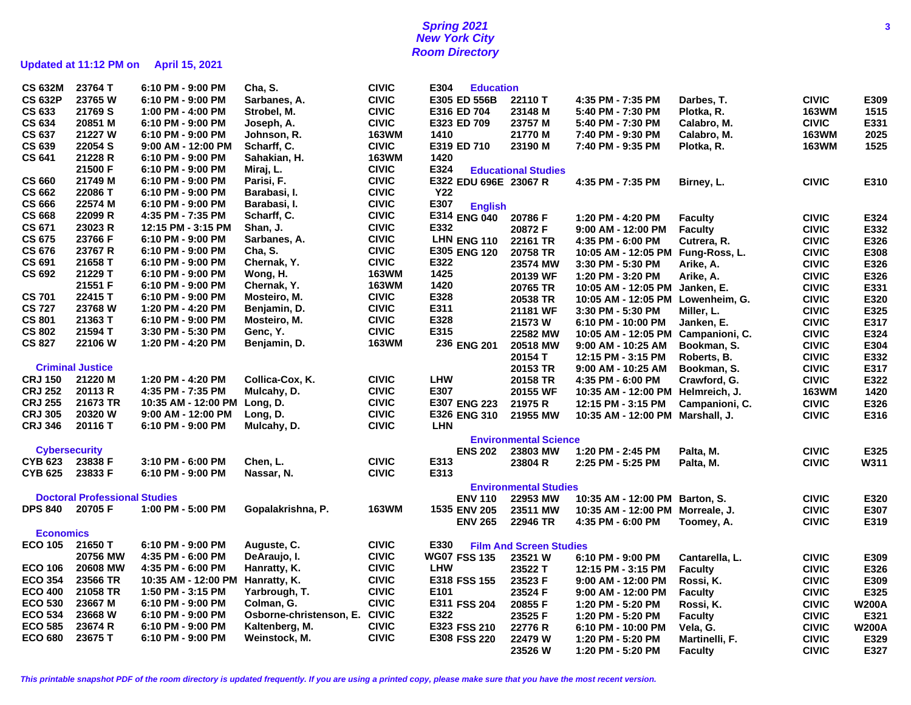# Spring 2021
# New York City
# Room Directory

**Updated at 11:12 PM on April 15, 2021**

| Course | Section | Time | Instructor | Building | Room |
|---|---|---|---|---|---|
| CS 632M | 23764 T | 6:10 PM - 9:00 PM | Cha, S. | CIVIC | E304 |
| CS 632P | 23765 W | 6:10 PM - 9:00 PM | Sarbanes, A. | CIVIC | E305 |
| CS 633 | 21769 S | 1:00 PM - 4:00 PM | Strobel, M. | CIVIC | E316 |
| CS 634 | 20851 M | 6:10 PM - 9:00 PM | Joseph, A. | CIVIC | E323 |
| CS 637 | 21227 W | 6:10 PM - 9:00 PM | Johnson, R. | 163WM | 1410 |
| CS 639 | 22054 S | 9:00 AM - 12:00 PM | Scharff, C. | CIVIC | E319 |
| CS 641 | 21228 R | 6:10 PM - 9:00 PM | Sahakian, H. | 163WM | 1420 |
| | 21500 F | 6:10 PM - 9:00 PM | Miraj, L. | CIVIC | E324 |
| CS 660 | 21749 M | 6:10 PM - 9:00 PM | Parisi, F. | CIVIC | E322 |
| CS 662 | 22086 T | 6:10 PM - 9:00 PM | Barabasi, I. | CIVIC | Y22 |
| CS 666 | 22574 M | 6:10 PM - 9:00 PM | Barabasi, I. | CIVIC | E307 |
| CS 668 | 22099 R | 4:35 PM - 7:35 PM | Scharff, C. | CIVIC | E314 |
| CS 671 | 23023 R | 12:15 PM - 3:15 PM | Shan, J. | CIVIC | E332 |
| CS 675 | 23766 F | 6:10 PM - 9:00 PM | Sarbanes, A. | CIVIC | LHN |
| CS 676 | 23767 R | 6:10 PM - 9:00 PM | Cha, S. | CIVIC | E305 |
| CS 691 | 21658 T | 6:10 PM - 9:00 PM | Chernak, Y. | CIVIC | E322 |
| CS 692 | 21229 T | 6:10 PM - 9:00 PM | Wong, H. | 163WM | 1425 |
| | 21551 F | 6:10 PM - 9:00 PM | Chernak, Y. | 163WM | 1420 |
| CS 701 | 22415 T | 6:10 PM - 9:00 PM | Mosteiro, M. | CIVIC | E328 |
| CS 727 | 23768 W | 1:20 PM - 4:20 PM | Benjamin, D. | CIVIC | E311 |
| CS 801 | 21363 T | 6:10 PM - 9:00 PM | Mosteiro, M. | CIVIC | E328 |
| CS 802 | 21594 T | 3:30 PM - 5:30 PM | Genc, Y. | CIVIC | E315 |
| CS 827 | 22106 W | 1:20 PM - 4:20 PM | Benjamin, D. | 163WM | 236 |

## Criminal Justice

| Course | Section | Time | Instructor | Building | Room |
|---|---|---|---|---|---|
| CRJ 150 | 21220 M | 1:20 PM - 4:20 PM | Collica-Cox, K. | CIVIC | LHW |
| CRJ 252 | 20113 R | 4:35 PM - 7:35 PM | Mulcahy, D. | CIVIC | E307 |
| CRJ 255 | 21673 TR | 10:35 AM - 12:00 PM | Long, D. | CIVIC | E307 |
| CRJ 305 | 20320 W | 9:00 AM - 12:00 PM | Long, D. | CIVIC | E326 |
| CRJ 346 | 20116 T | 6:10 PM - 9:00 PM | Mulcahy, D. | CIVIC | LHN |

## Cybersecurity

| Course | Section | Time | Instructor | Building | Room |
|---|---|---|---|---|---|
| CYB 623 | 23838 F | 3:10 PM - 6:00 PM | Chen, L. | CIVIC | E313 |
| CYB 625 | 23833 F | 6:10 PM - 9:00 PM | Nassar, N. | CIVIC | E313 |

## Doctoral Professional Studies

| Course | Section | Time | Instructor | Building | Room |
|---|---|---|---|---|---|
| DPS 840 | 20705 F | 1:00 PM - 5:00 PM | Gopalakrishna, P. | 163WM | 1535 |

## Economics

| Course | Section | Time | Instructor | Building | Room |
|---|---|---|---|---|---|
| ECO 105 | 21650 T | 6:10 PM - 9:00 PM | Auguste, C. | CIVIC | E330 |
| | 20756 MW | 4:35 PM - 6:00 PM | DeAraujo, I. | CIVIC | WG07 |
| ECO 106 | 20608 MW | 4:35 PM - 6:00 PM | Hanratty, K. | CIVIC | LHW |
| ECO 354 | 23566 TR | 10:35 AM - 12:00 PM | Hanratty, K. | CIVIC | E318 |
| ECO 400 | 21058 TR | 1:50 PM - 3:15 PM | Yarbrough, T. | CIVIC | E101 |
| ECO 530 | 23667 M | 6:10 PM - 9:00 PM | Colman, G. | CIVIC | E311 |
| ECO 534 | 23668 W | 6:10 PM - 9:00 PM | Osborne-christenson, E. | CIVIC | E322 |
| ECO 585 | 23674 R | 6:10 PM - 9:00 PM | Kaltenberg, M. | CIVIC | E323 |
| ECO 680 | 23675 T | 6:10 PM - 9:00 PM | Weinstock, M. | CIVIC | E308 |

## Education

| Course | Section | Time | Instructor | Building | Room |
|---|---|---|---|---|---|
| ED 556B | 22110 T | 4:35 PM - 7:35 PM | Darbes, T. | CIVIC | E309 |
| ED 704 | 23148 M | 5:40 PM - 7:30 PM | Plotka, R. | 163WM | 1515 |
| ED 709 | 23757 M | 5:40 PM - 7:30 PM | Calabro, M. | CIVIC | E331 |
| | 21770 M | 7:40 PM - 9:30 PM | Calabro, M. | 163WM | 2025 |
| ED 710 | 23190 M | 7:40 PM - 9:35 PM | Plotka, R. | 163WM | 1525 |

## Educational Studies

| Course | Section | Time | Instructor | Building | Room |
|---|---|---|---|---|---|
| EDU 696E | 23067 R | 4:35 PM - 7:35 PM | Birney, L. | CIVIC | E310 |

## English

| Course | Section | Time | Instructor | Building | Room |
|---|---|---|---|---|---|
| ENG 040 | 20786 F | 1:20 PM - 4:20 PM | Faculty | CIVIC | E324 |
| | 20872 F | 9:00 AM - 12:00 PM | Faculty | CIVIC | E332 |
| ENG 110 | 22161 TR | 4:35 PM - 6:00 PM | Cutrera, R. | CIVIC | E326 |
| ENG 120 | 20758 TR | 10:05 AM - 12:05 PM | Fung-Ross, L. | CIVIC | E308 |
| | 23574 MW | 3:30 PM - 5:30 PM | Arike, A. | CIVIC | E326 |
| | 20139 WF | 1:20 PM - 3:20 PM | Arike, A. | CIVIC | E326 |
| | 20765 TR | 10:05 AM - 12:05 PM | Janken, E. | CIVIC | E331 |
| | 20538 TR | 10:05 AM - 12:05 PM | Lowenheim, G. | CIVIC | E320 |
| | 21181 WF | 3:30 PM - 5:30 PM | Miller, L. | CIVIC | E325 |
| | 21573 W | 6:10 PM - 10:00 PM | Janken, E. | CIVIC | E317 |
| | 22582 MW | 10:05 AM - 12:05 PM | Campanioni, C. | CIVIC | E324 |
| ENG 201 | 20518 MW | 9:00 AM - 10:25 AM | Bookman, S. | CIVIC | E304 |
| | 20154 T | 12:15 PM - 3:15 PM | Roberts, B. | CIVIC | E332 |
| | 20153 TR | 9:00 AM - 10:25 AM | Bookman, S. | CIVIC | E317 |
| | 20158 TR | 4:35 PM - 6:00 PM | Crawford, G. | CIVIC | E322 |
| | 20155 WF | 10:35 AM - 12:00 PM | Helmreich, J. | 163WM | 1420 |
| ENG 223 | 21975 R | 12:15 PM - 3:15 PM | Campanioni, C. | CIVIC | E326 |
| ENG 310 | 21955 MW | 10:35 AM - 12:00 PM | Marshall, J. | CIVIC | E316 |

## Environmental Science

| Course | Section | Time | Instructor | Building | Room |
|---|---|---|---|---|---|
| ENS 202 | 23803 MW | 1:20 PM - 2:45 PM | Palta, M. | CIVIC | E325 |
| | 23804 R | 2:25 PM - 5:25 PM | Palta, M. | CIVIC | W311 |

## Environmental Studies

| Course | Section | Time | Instructor | Building | Room |
|---|---|---|---|---|---|
| ENV 110 | 22953 MW | 10:35 AM - 12:00 PM | Barton, S. | CIVIC | E320 |
| ENV 205 | 23511 MW | 10:35 AM - 12:00 PM | Morreale, J. | CIVIC | E307 |
| ENV 265 | 22946 TR | 4:35 PM - 6:00 PM | Toomey, A. | CIVIC | E319 |

## Film And Screen Studies

| Course | Section | Time | Instructor | Building | Room |
|---|---|---|---|---|---|
| FSS 135 | 23521 W | 6:10 PM - 9:00 PM | Cantarella, L. | CIVIC | E309 |
| | 23522 T | 12:15 PM - 3:15 PM | Faculty | CIVIC | E326 |
| FSS 155 | 23523 F | 9:00 AM - 12:00 PM | Rossi, K. | CIVIC | E309 |
| | 23524 F | 9:00 AM - 12:00 PM | Faculty | CIVIC | E325 |
| FSS 204 | 20855 F | 1:20 PM - 5:20 PM | Rossi, K. | CIVIC | W200A |
| | 23525 F | 1:20 PM - 5:20 PM | Faculty | CIVIC | E321 |
| FSS 210 | 22776 R | 6:10 PM - 10:00 PM | Vela, G. | CIVIC | W200A |
| FSS 220 | 22479 W | 1:20 PM - 5:20 PM | Martinelli, F. | CIVIC | E329 |
| | 23526 W | 1:20 PM - 5:20 PM | Faculty | CIVIC | E327 |

*This printable snapshot PDF of the room directory is updated frequently. If you are using a printed copy, please make sure that you have the most recent version.*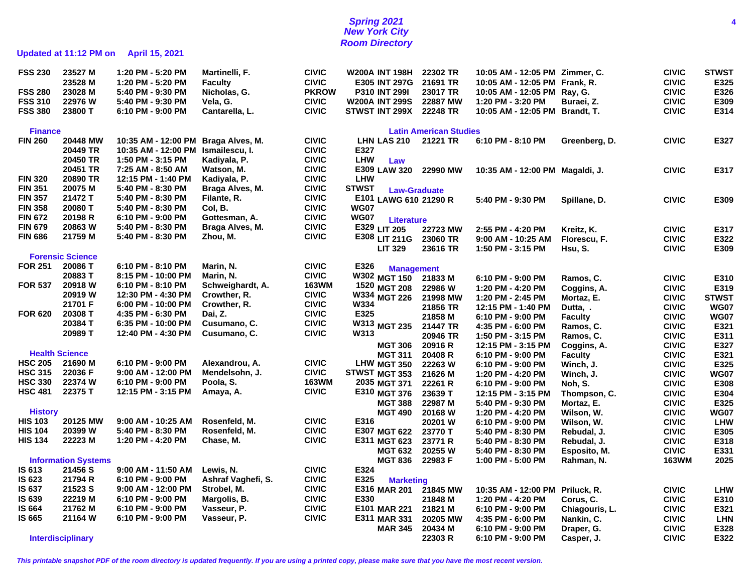# Spring 2021
# New York City
# Room Directory

**Updated at 11:12 PM on April 15, 2021**

| Course | Section | Time | Instructor | Building | Room |
|---|---|---|---|---|---|
| FSS 230 | 23527 M | 1:20 PM - 5:20 PM | Martinelli, F. | CIVIC | W200A |
| | 23528 M | 1:20 PM - 5:20 PM | Faculty | CIVIC | E305 |
| FSS 280 | 23028 M | 5:40 PM - 9:30 PM | Nicholas, G. | PKROW | P310 |
| FSS 310 | 22976 W | 5:40 PM - 9:30 PM | Vela, G. | CIVIC | W200A |
| FSS 380 | 23800 T | 6:10 PM - 9:00 PM | Cantarella, L. | CIVIC | STWST |

## Finance

| Course | Section | Time | Instructor | Building | Room |
|---|---|---|---|---|---|
| FIN 260 | 20448 MW | 10:35 AM - 12:00 PM | Braga Alves, M. | CIVIC | LHN |
| | 20449 TR | 10:35 AM - 12:00 PM | Ismailescu, I. | CIVIC | E327 |
| | 20450 TR | 1:50 PM - 3:15 PM | Kadiyala, P. | CIVIC | LHW |
| | 20451 TR | 7:25 AM - 8:50 AM | Watson, M. | CIVIC | E309 |
| FIN 320 | 20890 TR | 12:15 PM - 1:40 PM | Kadiyala, P. | CIVIC | LHW |
| FIN 351 | 20075 M | 5:40 PM - 8:30 PM | Braga Alves, M. | CIVIC | STWST |
| FIN 357 | 21472 T | 5:40 PM - 8:30 PM | Filante, R. | CIVIC | E101 |
| FIN 358 | 20080 T | 5:40 PM - 8:30 PM | Col, B. | CIVIC | WG07 |
| FIN 672 | 20198 R | 6:10 PM - 9:00 PM | Gottesman, A. | CIVIC | WG07 |
| FIN 679 | 20863 W | 5:40 PM - 8:30 PM | Braga Alves, M. | CIVIC | E329 |
| FIN 686 | 21759 M | 5:40 PM - 8:30 PM | Zhou, M. | CIVIC | E308 |

## Forensic Science

| Course | Section | Time | Instructor | Building | Room |
|---|---|---|---|---|---|
| FOR 251 | 20086 T | 6:10 PM - 8:10 PM | Marin, N. | CIVIC | E326 |
| | 20883 T | 8:15 PM - 10:00 PM | Marin, N. | CIVIC | W302 |
| FOR 537 | 20918 W | 6:10 PM - 8:10 PM | Schweighardt, A. | 163WM | 1520 |
| | 20919 W | 12:30 PM - 4:30 PM | Crowther, R. | CIVIC | W334 |
| | 21701 F | 6:00 PM - 10:00 PM | Crowther, R. | CIVIC | W334 |
| FOR 620 | 20308 T | 4:35 PM - 6:30 PM | Dai, Z. | CIVIC | E325 |
| | 20384 T | 6:35 PM - 10:00 PM | Cusumano, C. | CIVIC | W313 |
| | 20989 T | 12:40 PM - 4:30 PM | Cusumano, C. | CIVIC | W313 |

## Health Science

| Course | Section | Time | Instructor | Building | Room |
|---|---|---|---|---|---|
| HSC 205 | 21690 M | 6:10 PM - 9:00 PM | Alexandrou, A. | CIVIC | LHW |
| HSC 315 | 22036 F | 9:00 AM - 12:00 PM | Mendelsohn, J. | CIVIC | STWST |
| HSC 330 | 22374 W | 6:10 PM - 9:00 PM | Poola, S. | 163WM | 2035 |
| HSC 481 | 22375 T | 12:15 PM - 3:15 PM | Amaya, A. | CIVIC | E310 |

## History

| Course | Section | Time | Instructor | Building | Room |
|---|---|---|---|---|---|
| HIS 103 | 20125 MW | 9:00 AM - 10:25 AM | Rosenfeld, M. | CIVIC | E316 |
| HIS 104 | 20399 W | 5:40 PM - 8:30 PM | Rosenfeld, M. | CIVIC | E307 |
| HIS 134 | 22223 M | 1:20 PM - 4:20 PM | Chase, M. | CIVIC | E311 |

## Information Systems

| Course | Section | Time | Instructor | Building | Room |
|---|---|---|---|---|---|
| IS 613 | 21456 S | 9:00 AM - 11:50 AM | Lewis, N. | CIVIC | E324 |
| IS 623 | 21794 R | 6:10 PM - 9:00 PM | Ashraf Vaghefi, S. | CIVIC | E325 |
| IS 637 | 21523 S | 9:00 AM - 12:00 PM | Strobel, M. | CIVIC | E316 |
| IS 639 | 22219 M | 6:10 PM - 9:00 PM | Margolis, B. | CIVIC | E330 |
| IS 664 | 21762 M | 6:10 PM - 9:00 PM | Vasseur, P. | CIVIC | E101 |
| IS 665 | 21164 W | 6:10 PM - 9:00 PM | Vasseur, P. | CIVIC | E311 |

## Interdisciplinary

| Course | Section | Time | Instructor | Building | Room |
|---|---|---|---|---|---|
| INT 198H | 22302 TR | 10:05 AM - 12:05 PM | Zimmer, C. | CIVIC | STWST |
| INT 297G | 21691 TR | 10:05 AM - 12:05 PM | Frank, R. | CIVIC | E325 |
| INT 299I | 23017 TR | 10:05 AM - 12:05 PM | Ray, G. | CIVIC | E326 |
| INT 299S | 22887 MW | 1:20 PM - 3:20 PM | Buraei, Z. | CIVIC | E309 |
| INT 299X | 22248 TR | 10:05 AM - 12:05 PM | Brandt, T. | CIVIC | E314 |

## Latin American Studies

| Course | Section | Time | Instructor | Building | Room |
|---|---|---|---|---|---|
| LAS 210 | 21221 TR | 6:10 PM - 8:10 PM | Greenberg, D. | CIVIC | E327 |

## Law

| Course | Section | Time | Instructor | Building | Room |
|---|---|---|---|---|---|
| LAW 320 | 22990 MW | 10:35 AM - 12:00 PM | Magaldi, J. | CIVIC | E317 |

## Law-Graduate

| Course | Section | Time | Instructor | Building | Room |
|---|---|---|---|---|---|
| LAWG 610 | 21290 R | 5:40 PM - 9:30 PM | Spillane, D. | CIVIC | E309 |

## Literature

| Course | Section | Time | Instructor | Building | Room |
|---|---|---|---|---|---|
| LIT 205 | 22723 MW | 2:55 PM - 4:20 PM | Kreitz, K. | CIVIC | E317 |
| LIT 211G | 23060 TR | 9:00 AM - 10:25 AM | Florescu, F. | CIVIC | E322 |
| LIT 329 | 23616 TR | 1:50 PM - 3:15 PM | Hsu, S. | CIVIC | E309 |

## Management

| Course | Section | Time | Instructor | Building | Room |
|---|---|---|---|---|---|
| MGT 150 | 21833 M | 6:10 PM - 9:00 PM | Ramos, C. | CIVIC | E310 |
| MGT 208 | 22986 W | 1:20 PM - 4:20 PM | Coggins, A. | CIVIC | E319 |
| MGT 226 | 21998 MW | 1:20 PM - 2:45 PM | Mortaz, E. | CIVIC | STWST |
| | 21856 TR | 12:15 PM - 1:40 PM | Dutta, . | CIVIC | WG07 |
| | 21858 M | 6:10 PM - 9:00 PM | Faculty | CIVIC | WG07 |
| MGT 235 | 21447 TR | 4:35 PM - 6:00 PM | Ramos, C. | CIVIC | E321 |
| | 20946 TR | 1:50 PM - 3:15 PM | Ramos, C. | CIVIC | E311 |
| MGT 306 | 20916 R | 12:15 PM - 3:15 PM | Coggins, A. | CIVIC | E327 |
| MGT 311 | 20408 R | 6:10 PM - 9:00 PM | Faculty | CIVIC | E321 |
| MGT 350 | 22263 W | 6:10 PM - 9:00 PM | Winch, J. | CIVIC | E325 |
| MGT 353 | 21626 M | 1:20 PM - 4:20 PM | Winch, J. | CIVIC | WG07 |
| MGT 371 | 22261 R | 6:10 PM - 9:00 PM | Noh, S. | CIVIC | E308 |
| MGT 376 | 23639 T | 12:15 PM - 3:15 PM | Thompson, C. | CIVIC | E304 |
| MGT 388 | 22987 M | 5:40 PM - 9:30 PM | Mortaz, E. | CIVIC | E325 |
| MGT 490 | 20168 W | 1:20 PM - 4:20 PM | Wilson, W. | CIVIC | WG07 |
| | 20201 W | 6:10 PM - 9:00 PM | Wilson, W. | CIVIC | LHW |
| MGT 622 | 23770 T | 5:40 PM - 8:30 PM | Rebudal, J. | CIVIC | E305 |
| MGT 623 | 23771 R | 5:40 PM - 8:30 PM | Rebudal, J. | CIVIC | E318 |
| MGT 632 | 20255 W | 5:40 PM - 8:30 PM | Esposito, M. | CIVIC | E331 |
| MGT 836 | 22983 F | 1:00 PM - 5:00 PM | Rahman, N. | 163WM | 2025 |

## Marketing

| Course | Section | Time | Instructor | Building | Room |
|---|---|---|---|---|---|
| MAR 201 | 21845 MW | 10:35 AM - 12:00 PM | Priluck, R. | CIVIC | LHW |
| | 21848 M | 1:20 PM - 4:20 PM | Corus, C. | CIVIC | E310 |
| MAR 221 | 21821 M | 6:10 PM - 9:00 PM | Chiagouris, L. | CIVIC | E321 |
| MAR 331 | 20205 MW | 4:35 PM - 6:00 PM | Nankin, C. | CIVIC | LHN |
| MAR 345 | 20434 M | 6:10 PM - 9:00 PM | Draper, G. | CIVIC | E328 |
| | 22303 R | 6:10 PM - 9:00 PM | Casper, J. | CIVIC | E322 |

*This printable snapshot PDF of the room directory is updated frequently. If you are using a printed copy, please make sure that you have the most recent version.*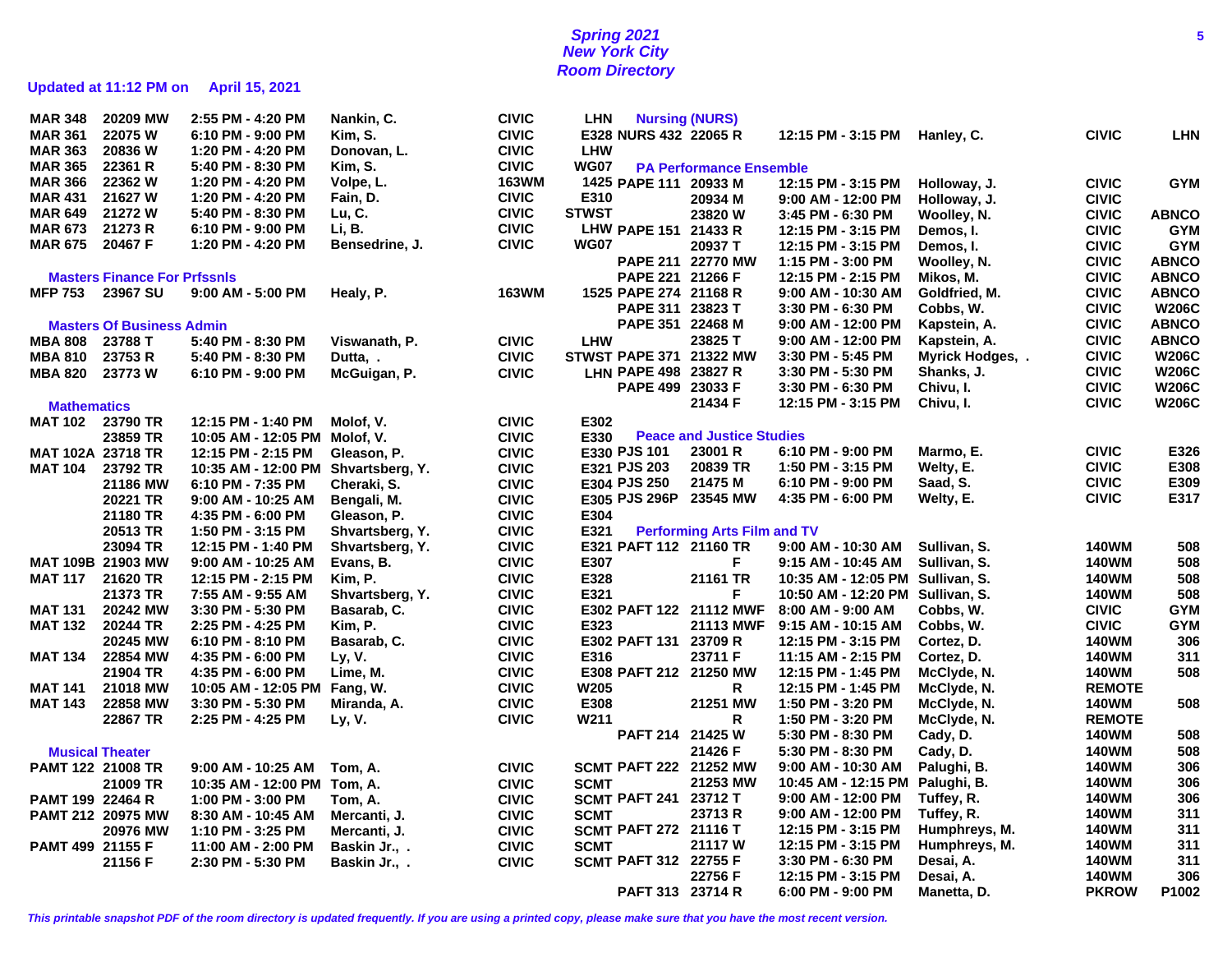# Spring 2021
# New York City
# Room Directory

**Updated at 11:12 PM on April 15, 2021**

| Course | Section | Time | Instructor | Campus | Room |
|---|---|---|---|---|---|
| MAR 348 | 20209 MW | 2:55 PM - 4:20 PM | Nankin, C. | CIVIC | LHN |
| MAR 361 | 22075 W | 6:10 PM - 9:00 PM | Kim, S. | CIVIC | E328 |
| MAR 363 | 20836 W | 1:20 PM - 4:20 PM | Donovan, L. | CIVIC | LHW |
| MAR 365 | 22361 R | 5:40 PM - 8:30 PM | Kim, S. | CIVIC | WG07 |
| MAR 366 | 22362 W | 1:20 PM - 4:20 PM | Volpe, L. | 163WM | 1425 |
| MAR 431 | 21627 W | 1:20 PM - 4:20 PM | Fain, D. | CIVIC | E310 |
| MAR 649 | 21272 W | 5:40 PM - 8:30 PM | Lu, C. | CIVIC | STWST |
| MAR 673 | 21273 R | 6:10 PM - 9:00 PM | Li, B. | CIVIC | LHW |
| MAR 675 | 20467 F | 1:20 PM - 4:20 PM | Bensedrine, J. | CIVIC | WG07 |

## Masters Finance For Prfssnls

| Course | Section | Time | Instructor | Campus | Room |
|---|---|---|---|---|---|
| MFP 753 | 23967 SU | 9:00 AM - 5:00 PM | Healy, P. | 163WM | 1525 |

## Masters Of Business Admin

| Course | Section | Time | Instructor | Campus | Room |
|---|---|---|---|---|---|
| MBA 808 | 23788 T | 5:40 PM - 8:30 PM | Viswanath, P. | CIVIC | LHW |
| MBA 810 | 23753 R | 5:40 PM - 8:30 PM | Dutta, . | CIVIC | STWST |
| MBA 820 | 23773 W | 6:10 PM - 9:00 PM | McGuigan, P. | CIVIC | LHN |

## Mathematics

| Course | Section | Time | Instructor | Campus | Room |
|---|---|---|---|---|---|
| MAT 102 | 23790 TR | 12:15 PM - 1:40 PM | Molof, V. | CIVIC | E302 |
| | 23859 TR | 10:05 AM - 12:05 PM | Molof, V. | CIVIC | E330 |
| MAT 102A | 23718 TR | 12:15 PM - 2:15 PM | Gleason, P. | CIVIC | E330 |
| MAT 104 | 23792 TR | 10:35 AM - 12:00 PM | Shvartsberg, Y. | CIVIC | E321 |
| | 21186 MW | 6:10 PM - 7:35 PM | Cheraki, S. | CIVIC | E304 |
| | 20221 TR | 9:00 AM - 10:25 AM | Bengali, M. | CIVIC | E305 |
| | 21180 TR | 4:35 PM - 6:00 PM | Gleason, P. | CIVIC | E304 |
| | 20513 TR | 1:50 PM - 3:15 PM | Shvartsberg, Y. | CIVIC | E321 |
| | 23094 TR | 12:15 PM - 1:40 PM | Shvartsberg, Y. | CIVIC | E321 |
| MAT 109B | 21903 MW | 9:00 AM - 10:25 AM | Evans, B. | CIVIC | E307 |
| MAT 117 | 21620 TR | 12:15 PM - 2:15 PM | Kim, P. | CIVIC | E328 |
| | 21373 TR | 7:55 AM - 9:55 AM | Shvartsberg, Y. | CIVIC | E321 |
| MAT 131 | 20242 MW | 3:30 PM - 5:30 PM | Basarab, C. | CIVIC | E302 |
| MAT 132 | 20244 TR | 2:25 PM - 4:25 PM | Kim, P. | CIVIC | E323 |
| | 20245 MW | 6:10 PM - 8:10 PM | Basarab, C. | CIVIC | E302 |
| MAT 134 | 22854 MW | 4:35 PM - 6:00 PM | Ly, V. | CIVIC | E316 |
| | 21904 TR | 4:35 PM - 6:00 PM | Lime, M. | CIVIC | E308 |
| MAT 141 | 21018 MW | 10:05 AM - 12:05 PM | Fang, W. | CIVIC | W205 |
| MAT 143 | 22858 MW | 3:30 PM - 5:30 PM | Miranda, A. | CIVIC | E308 |
| | 22867 TR | 2:25 PM - 4:25 PM | Ly, V. | CIVIC | W211 |

## Musical Theater

| Course | Section | Time | Instructor | Campus | Room |
|---|---|---|---|---|---|
| PAMT 122 | 21008 TR | 9:00 AM - 10:25 AM | Tom, A. | CIVIC | SCMT |
| | 21009 TR | 10:35 AM - 12:00 PM | Tom, A. | CIVIC | SCMT |
| PAMT 199 | 22464 R | 1:00 PM - 3:00 PM | Tom, A. | CIVIC | SCMT |
| PAMT 212 | 20975 MW | 8:30 AM - 10:45 AM | Mercanti, J. | CIVIC | SCMT |
| | 20976 MW | 1:10 PM - 3:25 PM | Mercanti, J. | CIVIC | SCMT |
| PAMT 499 | 21155 F | 11:00 AM - 2:00 PM | Baskin Jr., . | CIVIC | SCMT |
| | 21156 F | 2:30 PM - 5:30 PM | Baskin Jr., . | CIVIC | SCMT |

## Nursing (NURS)

| Course | Section | Time | Instructor | Campus | Room |
|---|---|---|---|---|---|
| NURS 432 | 22065 R | 12:15 PM - 3:15 PM | Hanley, C. | CIVIC | LHN |

## PA Performance Ensemble

| Course | Section | Time | Instructor | Campus | Room |
|---|---|---|---|---|---|
| PAPE 111 | 20933 M | 12:15 PM - 3:15 PM | Holloway, J. | CIVIC | GYM |
| | 20934 M | 9:00 AM - 12:00 PM | Holloway, J. | CIVIC | |
| | 23820 W | 3:45 PM - 6:30 PM | Woolley, N. | CIVIC | ABNCO |
| PAPE 151 | 21433 R | 12:15 PM - 3:15 PM | Demos, I. | CIVIC | GYM |
| | 20937 T | 12:15 PM - 3:15 PM | Demos, I. | CIVIC | GYM |
| PAPE 211 | 22770 MW | 1:15 PM - 3:00 PM | Woolley, N. | CIVIC | ABNCO |
| PAPE 221 | 21266 F | 12:15 PM - 2:15 PM | Mikos, M. | CIVIC | ABNCO |
| PAPE 274 | 21168 R | 9:00 AM - 10:30 AM | Goldfried, M. | CIVIC | ABNCO |
| PAPE 311 | 23823 T | 3:30 PM - 6:30 PM | Cobbs, W. | CIVIC | W206C |
| PAPE 351 | 22468 M | 9:00 AM - 12:00 PM | Kapstein, A. | CIVIC | ABNCO |
| | 23825 T | 9:00 AM - 12:00 PM | Kapstein, A. | CIVIC | ABNCO |
| PAPE 371 | 21322 MW | 3:30 PM - 5:45 PM | Myrick Hodges, . | CIVIC | W206C |
| PAPE 498 | 23827 R | 3:30 PM - 5:30 PM | Shanks, J. | CIVIC | W206C |
| PAPE 499 | 23033 F | 3:30 PM - 6:30 PM | Chivu, I. | CIVIC | W206C |
| | 21434 F | 12:15 PM - 3:15 PM | Chivu, I. | CIVIC | W206C |

## Peace and Justice Studies

| Course | Section | Time | Instructor | Campus | Room |
|---|---|---|---|---|---|
| PJS 101 | 23001 R | 6:10 PM - 9:00 PM | Marmo, E. | CIVIC | E326 |
| PJS 203 | 20839 TR | 1:50 PM - 3:15 PM | Welty, E. | CIVIC | E308 |
| PJS 250 | 21475 M | 6:10 PM - 9:00 PM | Saad, S. | CIVIC | E309 |
| PJS 296P | 23545 MW | 4:35 PM - 6:00 PM | Welty, E. | CIVIC | E317 |

## Performing Arts Film and TV

| Course | Section | Time | Instructor | Campus | Room |
|---|---|---|---|---|---|
| PAFT 112 | 21160 TR | 9:00 AM - 10:30 AM | Sullivan, S. | 140WM | 508 |
| | F | 9:15 AM - 10:45 AM | Sullivan, S. | 140WM | 508 |
| | 21161 TR | 10:35 AM - 12:05 PM | Sullivan, S. | 140WM | 508 |
| | F | 10:50 AM - 12:20 PM | Sullivan, S. | 140WM | 508 |
| PAFT 122 | 21112 MWF | 8:00 AM - 9:00 AM | Cobbs, W. | CIVIC | GYM |
| | 21113 MWF | 9:15 AM - 10:15 AM | Cobbs, W. | CIVIC | GYM |
| PAFT 131 | 23709 R | 12:15 PM - 3:15 PM | Cortez, D. | 140WM | 306 |
| | 23711 F | 11:15 AM - 2:15 PM | Cortez, D. | 140WM | 311 |
| PAFT 212 | 21250 MW | 12:15 PM - 1:45 PM | McClyde, N. | 140WM | 508 |
| | R | 12:15 PM - 1:45 PM | McClyde, N. | REMOTE | |
| | 21251 MW | 1:50 PM - 3:20 PM | McClyde, N. | 140WM | 508 |
| | R | 1:50 PM - 3:20 PM | McClyde, N. | REMOTE | |
| PAFT 214 | 21425 W | 5:30 PM - 8:30 PM | Cady, D. | 140WM | 508 |
| | 21426 F | 5:30 PM - 8:30 PM | Cady, D. | 140WM | 508 |
| PAFT 222 | 21252 MW | 9:00 AM - 10:30 AM | Palughi, B. | 140WM | 306 |
| | 21253 MW | 10:45 AM - 12:15 PM | Palughi, B. | 140WM | 306 |
| PAFT 241 | 23712 T | 9:00 AM - 12:00 PM | Tuffey, R. | 140WM | 306 |
| | 23713 R | 9:00 AM - 12:00 PM | Tuffey, R. | 140WM | 311 |
| PAFT 272 | 21116 T | 12:15 PM - 3:15 PM | Humphreys, M. | 140WM | 311 |
| | 21117 W | 12:15 PM - 3:15 PM | Humphreys, M. | 140WM | 311 |
| PAFT 312 | 22755 F | 3:30 PM - 6:30 PM | Desai, A. | 140WM | 311 |
| | 22756 F | 12:15 PM - 3:15 PM | Desai, A. | 140WM | 306 |
| PAFT 313 | 23714 R | 6:00 PM - 9:00 PM | Manetta, D. | PKROW | P1002 |

*This printable snapshot PDF of the room directory is updated frequently. If you are using a printed copy, please make sure that you have the most recent version.*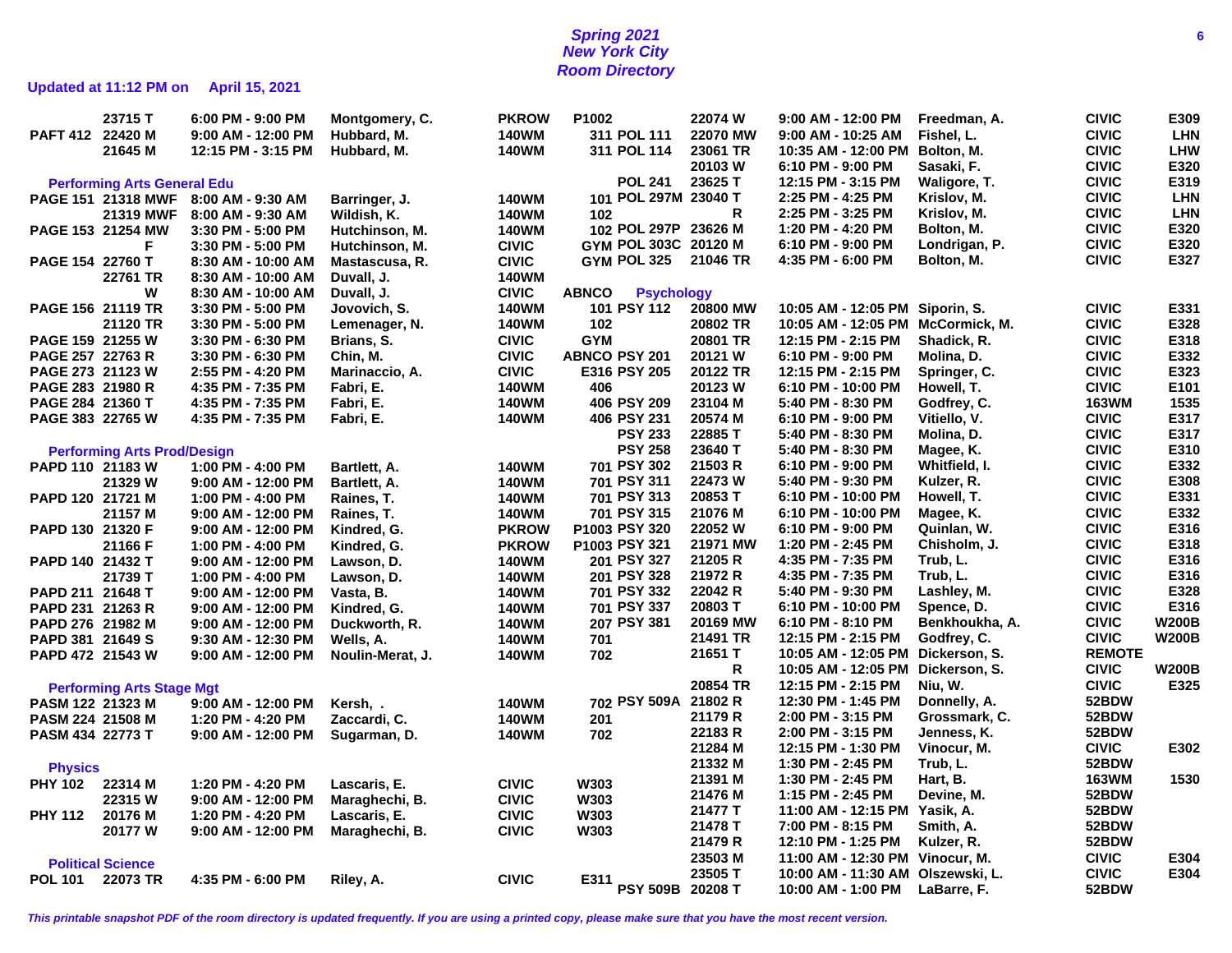# Spring 2021
## New York City
## Room Directory

**Updated at 11:12 PM on April 15, 2021**

| Course | Section/Days | Time | Instructor | Building | Room |
|---|---|---|---|---|---|
| | 23715 T | 6:00 PM - 9:00 PM | Montgomery, C. | PKROW | P1002 |
| PAFT 412 | 22420 M | 9:00 AM - 12:00 PM | Hubbard, M. | 140WM | 311 |
| | 21645 M | 12:15 PM - 3:15 PM | Hubbard, M. | 140WM | 311 |

### Performing Arts General Edu

| Course | Section/Days | Time | Instructor | Building | Room |
|---|---|---|---|---|---|
| PAGE 151 | 21318 MWF | 8:00 AM - 9:30 AM | Barringer, J. | 140WM | 101 |
| | 21319 MWF | 8:00 AM - 9:30 AM | Wildish, K. | 140WM | 102 |
| PAGE 153 | 21254 MW | 3:30 PM - 5:00 PM | Hutchinson, M. | 140WM | 102 |
| | F | 3:30 PM - 5:00 PM | Hutchinson, M. | CIVIC | GYM |
| PAGE 154 | 22760 T | 8:30 AM - 10:00 AM | Mastascusa, R. | CIVIC | GYM |
| | 22761 TR | 8:30 AM - 10:00 AM | Duvall, J. | 140WM | |
| | W | 8:30 AM - 10:00 AM | Duvall, J. | CIVIC | ABNCO |
| PAGE 156 | 21119 TR | 3:30 PM - 5:00 PM | Jovovich, S. | 140WM | 101 |
| | 21120 TR | 3:30 PM - 5:00 PM | Lemenager, N. | 140WM | 102 |
| PAGE 159 | 21255 W | 3:30 PM - 6:30 PM | Brians, S. | CIVIC | GYM |
| PAGE 257 | 22763 R | 3:30 PM - 6:30 PM | Chin, M. | CIVIC | ABNCO |
| PAGE 273 | 21123 W | 2:55 PM - 4:20 PM | Marinaccio, A. | CIVIC | E316 |
| PAGE 283 | 21980 R | 4:35 PM - 7:35 PM | Fabri, E. | 140WM | 406 |
| PAGE 284 | 21360 T | 4:35 PM - 7:35 PM | Fabri, E. | 140WM | 406 |
| PAGE 383 | 22765 W | 4:35 PM - 7:35 PM | Fabri, E. | 140WM | 406 |

### Performing Arts Prod/Design

| Course | Section/Days | Time | Instructor | Building | Room |
|---|---|---|---|---|---|
| PAPD 110 | 21183 W | 1:00 PM - 4:00 PM | Bartlett, A. | 140WM | 701 |
| | 21329 W | 9:00 AM - 12:00 PM | Bartlett, A. | 140WM | 701 |
| PAPD 120 | 21721 M | 1:00 PM - 4:00 PM | Raines, T. | 140WM | 701 |
| | 21157 M | 9:00 AM - 12:00 PM | Raines, T. | 140WM | 701 |
| PAPD 130 | 21320 F | 9:00 AM - 12:00 PM | Kindred, G. | PKROW | P1003 |
| | 21166 F | 1:00 PM - 4:00 PM | Kindred, G. | PKROW | P1003 |
| PAPD 140 | 21432 T | 9:00 AM - 12:00 PM | Lawson, D. | 140WM | 201 |
| | 21739 T | 1:00 PM - 4:00 PM | Lawson, D. | 140WM | 201 |
| PAPD 211 | 21648 T | 9:00 AM - 12:00 PM | Vasta, B. | 140WM | 701 |
| PAPD 231 | 21263 R | 9:00 AM - 12:00 PM | Kindred, G. | 140WM | 701 |
| PAPD 276 | 21982 M | 9:00 AM - 12:00 PM | Duckworth, R. | 140WM | 207 |
| PAPD 381 | 21649 S | 9:30 AM - 12:30 PM | Wells, A. | 140WM | 701 |
| PAPD 472 | 21543 W | 9:00 AM - 12:00 PM | Noulin-Merat, J. | 140WM | 702 |

### Performing Arts Stage Mgt

| Course | Section/Days | Time | Instructor | Building | Room |
|---|---|---|---|---|---|
| PASM 122 | 21323 M | 9:00 AM - 12:00 PM | Kersh, . | 140WM | 702 |
| PASM 224 | 21508 M | 1:20 PM - 4:20 PM | Zaccardi, C. | 140WM | 201 |
| PASM 434 | 22773 T | 9:00 AM - 12:00 PM | Sugarman, D. | 140WM | 702 |

### Physics

| Course | Section/Days | Time | Instructor | Building | Room |
|---|---|---|---|---|---|
| PHY 102 | 22314 M | 1:20 PM - 4:20 PM | Lascaris, E. | CIVIC | W303 |
| | 22315 W | 9:00 AM - 12:00 PM | Maraghechi, B. | CIVIC | W303 |
| PHY 112 | 20176 M | 1:20 PM - 4:20 PM | Lascaris, E. | CIVIC | W303 |
| | 20177 W | 9:00 AM - 12:00 PM | Maraghechi, B. | CIVIC | W303 |

### Political Science

| Course | Section/Days | Time | Instructor | Building | Room |
|---|---|---|---|---|---|
| POL 101 | 22073 TR | 4:35 PM - 6:00 PM | Riley, A. | CIVIC | E311 |
| | 22074 W | 9:00 AM - 12:00 PM | Freedman, A. | CIVIC | E309 |
| POL 111 | 22070 MW | 9:00 AM - 10:25 AM | Fishel, L. | CIVIC | LHN |
| POL 114 | 23061 TR | 10:35 AM - 12:00 PM | Bolton, M. | CIVIC | LHW |
| | 20103 W | 6:10 PM - 9:00 PM | Sasaki, F. | CIVIC | E320 |
| POL 241 | 23625 T | 12:15 PM - 3:15 PM | Waligore, T. | CIVIC | E319 |
| POL 297M | 23040 T | 2:25 PM - 4:25 PM | Krislov, M. | CIVIC | LHN |
| | R | 2:25 PM - 3:25 PM | Krislov, M. | CIVIC | LHN |
| POL 297P | 23626 M | 1:20 PM - 4:20 PM | Bolton, M. | CIVIC | E320 |
| POL 303C | 20120 M | 6:10 PM - 9:00 PM | Londrigan, P. | CIVIC | E320 |
| POL 325 | 21046 TR | 4:35 PM - 6:00 PM | Bolton, M. | CIVIC | E327 |

### Psychology

| Course | Section/Days | Time | Instructor | Building | Room |
|---|---|---|---|---|---|
| PSY 112 | 20800 MW | 10:05 AM - 12:05 PM | Siporin, S. | CIVIC | E331 |
| | 20802 TR | 10:05 AM - 12:05 PM | McCormick, M. | CIVIC | E328 |
| | 20801 TR | 12:15 PM - 2:15 PM | Shadick, R. | CIVIC | E318 |
| PSY 201 | 20121 W | 6:10 PM - 9:00 PM | Molina, D. | CIVIC | E332 |
| PSY 205 | 20122 TR | 12:15 PM - 2:15 PM | Springer, C. | CIVIC | E323 |
| | 20123 W | 6:10 PM - 10:00 PM | Howell, T. | CIVIC | E101 |
| PSY 209 | 23104 M | 5:40 PM - 8:30 PM | Godfrey, C. | 163WM | 1535 |
| PSY 231 | 20574 M | 6:10 PM - 9:00 PM | Vitiello, V. | CIVIC | E317 |
| PSY 233 | 22885 T | 5:40 PM - 8:30 PM | Molina, D. | CIVIC | E317 |
| PSY 258 | 23640 T | 5:40 PM - 8:30 PM | Magee, K. | CIVIC | E310 |
| PSY 302 | 21503 R | 6:10 PM - 9:00 PM | Whitfield, I. | CIVIC | E332 |
| PSY 311 | 22473 W | 5:40 PM - 9:30 PM | Kulzer, R. | CIVIC | E308 |
| PSY 313 | 20853 T | 6:10 PM - 10:00 PM | Howell, T. | CIVIC | E331 |
| PSY 315 | 21076 M | 6:10 PM - 10:00 PM | Magee, K. | CIVIC | E332 |
| PSY 320 | 22052 W | 6:10 PM - 9:00 PM | Quinlan, W. | CIVIC | E316 |
| PSY 321 | 21971 MW | 1:20 PM - 2:45 PM | Chisholm, J. | CIVIC | E318 |
| PSY 327 | 21205 R | 4:35 PM - 7:35 PM | Trub, L. | CIVIC | E316 |
| PSY 328 | 21972 R | 4:35 PM - 7:35 PM | Trub, L. | CIVIC | E316 |
| PSY 332 | 22042 R | 5:40 PM - 9:30 PM | Lashley, M. | CIVIC | E328 |
| PSY 337 | 20803 T | 6:10 PM - 10:00 PM | Spence, D. | CIVIC | E316 |
| PSY 381 | 20169 MW | 6:10 PM - 8:10 PM | Benkhoukha, A. | CIVIC | W200B |
| | 21491 TR | 12:15 PM - 2:15 PM | Godfrey, C. | CIVIC | W200B |
| | 21651 T | 10:05 AM - 12:05 PM | Dickerson, S. | REMOTE | |
| | R | 10:05 AM - 12:05 PM | Dickerson, S. | CIVIC | W200B |
| | 20854 TR | 12:15 PM - 2:15 PM | Niu, W. | CIVIC | E325 |
| PSY 509A | 21802 R | 12:30 PM - 1:45 PM | Donnelly, A. | 52BDW | |
| | 21179 R | 2:00 PM - 3:15 PM | Grossmark, C. | 52BDW | |
| | 22183 R | 2:00 PM - 3:15 PM | Jenness, K. | 52BDW | |
| | 21284 M | 12:15 PM - 1:30 PM | Vinocur, M. | CIVIC | E302 |
| | 21332 M | 1:30 PM - 2:45 PM | Trub, L. | 52BDW | |
| | 21391 M | 1:30 PM - 2:45 PM | Hart, B. | 163WM | 1530 |
| | 21476 M | 1:15 PM - 2:45 PM | Devine, M. | 52BDW | |
| | 21477 T | 11:00 AM - 12:15 PM | Yasik, A. | 52BDW | |
| | 21478 T | 7:00 PM - 8:15 PM | Smith, A. | 52BDW | |
| | 21479 R | 12:10 PM - 1:25 PM | Kulzer, R. | 52BDW | |
| | 23503 M | 11:00 AM - 12:30 PM | Vinocur, M. | CIVIC | E304 |
| | 23505 T | 10:00 AM - 11:30 AM | Olszewski, L. | CIVIC | E304 |
| PSY 509B | 20208 T | 10:00 AM - 1:00 PM | LaBarre, F. | 52BDW | |

*This printable snapshot PDF of the room directory is updated frequently. If you are using a printed copy, please make sure that you have the most recent version.*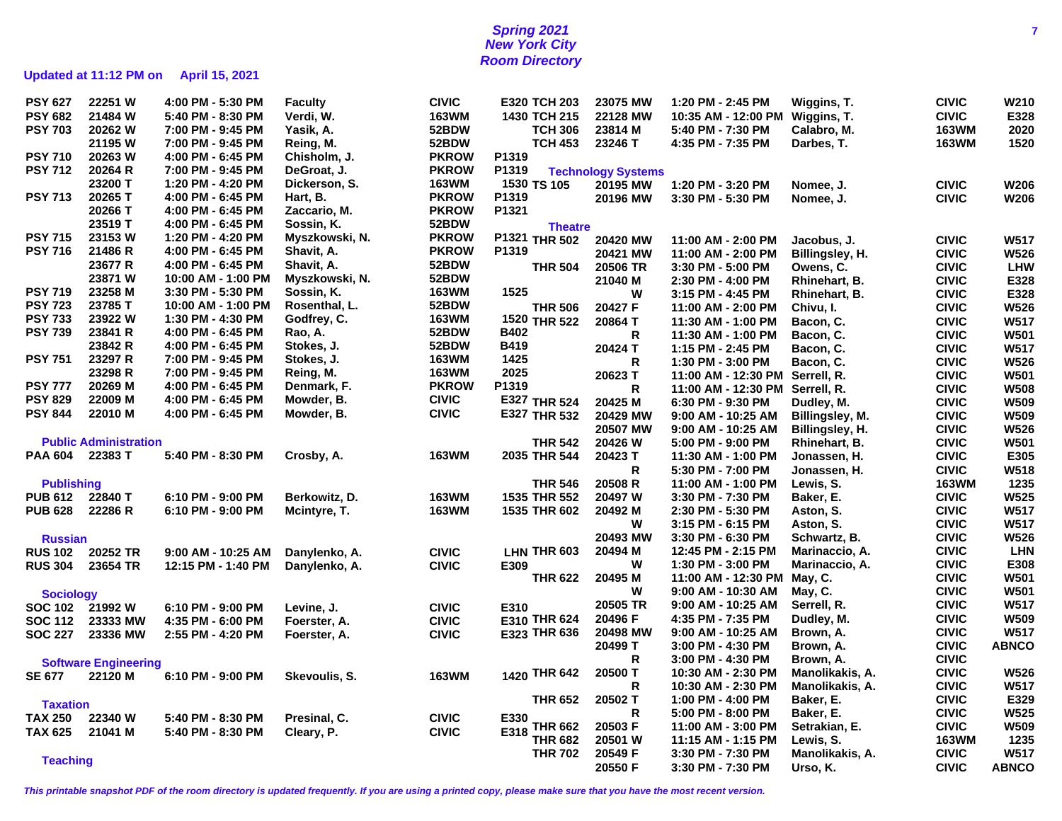# Spring 2021
## New York City
## Room Directory

**Updated at 11:12 PM on April 15, 2021**

| Course | Section | Time | Instructor | Building | Room |
|---|---|---|---|---|---|
| PSY 627 | 22251 W | 4:00 PM - 5:30 PM | Faculty | CIVIC | E320 |
| PSY 682 | 21484 W | 5:40 PM - 8:30 PM | Verdi, W. | 163WM | 1430 |
| PSY 703 | 20262 W | 7:00 PM - 9:45 PM | Yasik, A. | 52BDW | |
| | 21195 W | 7:00 PM - 9:45 PM | Reing, M. | 52BDW | |
| PSY 710 | 20263 W | 4:00 PM - 6:45 PM | Chisholm, J. | PKROW | P1319 |
| PSY 712 | 20264 R | 7:00 PM - 9:45 PM | DeGroat, J. | PKROW | P1319 |
| | 23200 T | 1:20 PM - 4:20 PM | Dickerson, S. | 163WM | 1530 |
| PSY 713 | 20265 T | 4:00 PM - 6:45 PM | Hart, B. | PKROW | P1319 |
| | 20266 T | 4:00 PM - 6:45 PM | Zaccario, M. | PKROW | P1321 |
| | 23519 T | 4:00 PM - 6:45 PM | Sossin, K. | 52BDW | |
| PSY 715 | 23153 W | 1:20 PM - 4:20 PM | Myszkowski, N. | PKROW | P1321 |
| PSY 716 | 21486 R | 4:00 PM - 6:45 PM | Shavit, A. | PKROW | P1319 |
| | 23677 R | 4:00 PM - 6:45 PM | Shavit, A. | 52BDW | |
| | 23871 W | 10:00 AM - 1:00 PM | Myszkowski, N. | 52BDW | |
| PSY 719 | 23258 M | 3:30 PM - 5:30 PM | Sossin, K. | 163WM | 1525 |
| PSY 723 | 23785 T | 10:00 AM - 1:00 PM | Rosenthal, L. | 52BDW | |
| PSY 733 | 23922 W | 1:30 PM - 4:30 PM | Godfrey, C. | 163WM | 1520 |
| PSY 739 | 23841 R | 4:00 PM - 6:45 PM | Rao, A. | 52BDW | B402 |
| | 23842 R | 4:00 PM - 6:45 PM | Stokes, J. | 52BDW | B419 |
| PSY 751 | 23297 R | 7:00 PM - 9:45 PM | Stokes, J. | 163WM | 1425 |
| | 23298 R | 7:00 PM - 9:45 PM | Reing, M. | 163WM | 2025 |
| PSY 777 | 20269 M | 4:00 PM - 6:45 PM | Denmark, F. | PKROW | P1319 |
| PSY 829 | 22009 M | 4:00 PM - 6:45 PM | Mowder, B. | CIVIC | E327 |
| PSY 844 | 22010 M | 4:00 PM - 6:45 PM | Mowder, B. | CIVIC | E327 |

### Public Administration

| Course | Section | Time | Instructor | Building | Room |
|---|---|---|---|---|---|
| PAA 604 | 22383 T | 5:40 PM - 8:30 PM | Crosby, A. | 163WM | 2035 |

### Publishing

| Course | Section | Time | Instructor | Building | Room |
|---|---|---|---|---|---|
| PUB 612 | 22840 T | 6:10 PM - 9:00 PM | Berkowitz, D. | 163WM | 1535 |
| PUB 628 | 22286 R | 6:10 PM - 9:00 PM | Mcintyre, T. | 163WM | 1535 |

### Russian

| Course | Section | Time | Instructor | Building | Room |
|---|---|---|---|---|---|
| RUS 102 | 20252 TR | 9:00 AM - 10:25 AM | Danylenko, A. | CIVIC | LHN |
| RUS 304 | 23654 TR | 12:15 PM - 1:40 PM | Danylenko, A. | CIVIC | E309 |

### Sociology

| Course | Section | Time | Instructor | Building | Room |
|---|---|---|---|---|---|
| SOC 102 | 21992 W | 6:10 PM - 9:00 PM | Levine, J. | CIVIC | E310 |
| SOC 112 | 23333 MW | 4:35 PM - 6:00 PM | Foerster, A. | CIVIC | E310 |
| SOC 227 | 23336 MW | 2:55 PM - 4:20 PM | Foerster, A. | CIVIC | E323 |

### Software Engineering

| Course | Section | Time | Instructor | Building | Room |
|---|---|---|---|---|---|
| SE 677 | 22120 M | 6:10 PM - 9:00 PM | Skevoulis, S. | 163WM | 1420 |

### Taxation

| Course | Section | Time | Instructor | Building | Room |
|---|---|---|---|---|---|
| TAX 250 | 22340 W | 5:40 PM - 8:30 PM | Presinal, C. | CIVIC | E330 |
| TAX 625 | 21041 M | 5:40 PM - 8:30 PM | Cleary, P. | CIVIC | E318 |

### Teaching

| Course | Section | Time | Instructor | Building | Room |
|---|---|---|---|---|---|
| TCH 203 | 23075 MW | 1:20 PM - 2:45 PM | Wiggins, T. | CIVIC | W210 |
| TCH 215 | 22128 MW | 10:35 AM - 12:00 PM | Wiggins, T. | CIVIC | E328 |
| TCH 306 | 23814 M | 5:40 PM - 7:30 PM | Calabro, M. | 163WM | 2020 |
| TCH 453 | 23246 T | 4:35 PM - 7:35 PM | Darbes, T. | 163WM | 1520 |

### Technology Systems

| Course | Section | Time | Instructor | Building | Room |
|---|---|---|---|---|---|
| TS 105 | 20195 MW | 1:20 PM - 3:20 PM | Nomee, J. | CIVIC | W206 |
| | 20196 MW | 3:30 PM - 5:30 PM | Nomee, J. | CIVIC | W206 |

### Theatre

| Course | Section | Time | Instructor | Building | Room |
|---|---|---|---|---|---|
| THR 502 | 20420 MW | 11:00 AM - 2:00 PM | Jacobus, J. | CIVIC | W517 |
| | 20421 MW | 11:00 AM - 2:00 PM | Billingsley, H. | CIVIC | W526 |
| THR 504 | 20506 TR | 3:30 PM - 5:00 PM | Owens, C. | CIVIC | LHW |
| | 21040 M | 2:30 PM - 4:00 PM | Rhinehart, B. | CIVIC | E328 |
| | W | 3:15 PM - 4:45 PM | Rhinehart, B. | CIVIC | E328 |
| THR 506 | 20427 F | 11:00 AM - 2:00 PM | Chivu, I. | CIVIC | W526 |
| THR 522 | 20864 T | 11:30 AM - 1:00 PM | Bacon, C. | CIVIC | W517 |
| | R | 11:30 AM - 1:00 PM | Bacon, C. | CIVIC | W501 |
| | 20424 T | 1:15 PM - 2:45 PM | Bacon, C. | CIVIC | W517 |
| | R | 1:30 PM - 3:00 PM | Bacon, C. | CIVIC | W526 |
| | 20623 T | 11:00 AM - 12:30 PM | Serrell, R. | CIVIC | W501 |
| | R | 11:00 AM - 12:30 PM | Serrell, R. | CIVIC | W508 |
| THR 524 | 20425 M | 6:30 PM - 9:30 PM | Dudley, M. | CIVIC | W509 |
| THR 532 | 20429 MW | 9:00 AM - 10:25 AM | Billingsley, M. | CIVIC | W509 |
| | 20507 MW | 9:00 AM - 10:25 AM | Billingsley, H. | CIVIC | W526 |
| THR 542 | 20426 W | 5:00 PM - 9:00 PM | Rhinehart, B. | CIVIC | W501 |
| THR 544 | 20423 T | 11:30 AM - 1:00 PM | Jonassen, H. | CIVIC | E305 |
| | R | 5:30 PM - 7:00 PM | Jonassen, H. | CIVIC | W518 |
| THR 546 | 20508 R | 11:00 AM - 1:00 PM | Lewis, S. | 163WM | 1235 |
| THR 552 | 20497 W | 3:30 PM - 7:30 PM | Baker, E. | CIVIC | W525 |
| THR 602 | 20492 M | 2:30 PM - 5:30 PM | Aston, S. | CIVIC | W517 |
| | W | 3:15 PM - 6:15 PM | Aston, S. | CIVIC | W517 |
| | 20493 MW | 3:30 PM - 6:30 PM | Schwartz, B. | CIVIC | W526 |
| THR 603 | 20494 M | 12:45 PM - 2:15 PM | Marinaccio, A. | CIVIC | LHN |
| | W | 1:30 PM - 3:00 PM | Marinaccio, A. | CIVIC | E308 |
| THR 622 | 20495 M | 11:00 AM - 12:30 PM | May, C. | CIVIC | W501 |
| | W | 9:00 AM - 10:30 AM | May, C. | CIVIC | W501 |
| | 20505 TR | 9:00 AM - 10:25 AM | Serrell, R. | CIVIC | W517 |
| THR 624 | 20496 F | 4:35 PM - 7:35 PM | Dudley, M. | CIVIC | W509 |
| THR 636 | 20498 MW | 9:00 AM - 10:25 AM | Brown, A. | CIVIC | W517 |
| | 20499 T | 3:00 PM - 4:30 PM | Brown, A. | CIVIC | ABNCO |
| | R | 3:00 PM - 4:30 PM | Brown, A. | CIVIC | |
| THR 642 | 20500 T | 10:30 AM - 2:30 PM | Manolikakis, A. | CIVIC | W526 |
| | R | 10:30 AM - 2:30 PM | Manolikakis, A. | CIVIC | W517 |
| THR 652 | 20502 T | 1:00 PM - 4:00 PM | Baker, E. | CIVIC | E329 |
| | R | 5:00 PM - 8:00 PM | Baker, E. | CIVIC | W525 |
| THR 662 | 20503 F | 11:00 AM - 3:00 PM | Setrakian, E. | CIVIC | W509 |
| THR 682 | 20501 W | 11:15 AM - 1:15 PM | Lewis, S. | 163WM | 1235 |
| THR 702 | 20549 F | 3:30 PM - 7:30 PM | Manolikakis, A. | CIVIC | W517 |
| | 20550 F | 3:30 PM - 7:30 PM | Urso, K. | CIVIC | ABNCO |

*This printable snapshot PDF of the room directory is updated frequently. If you are using a printed copy, please make sure that you have the most recent version.*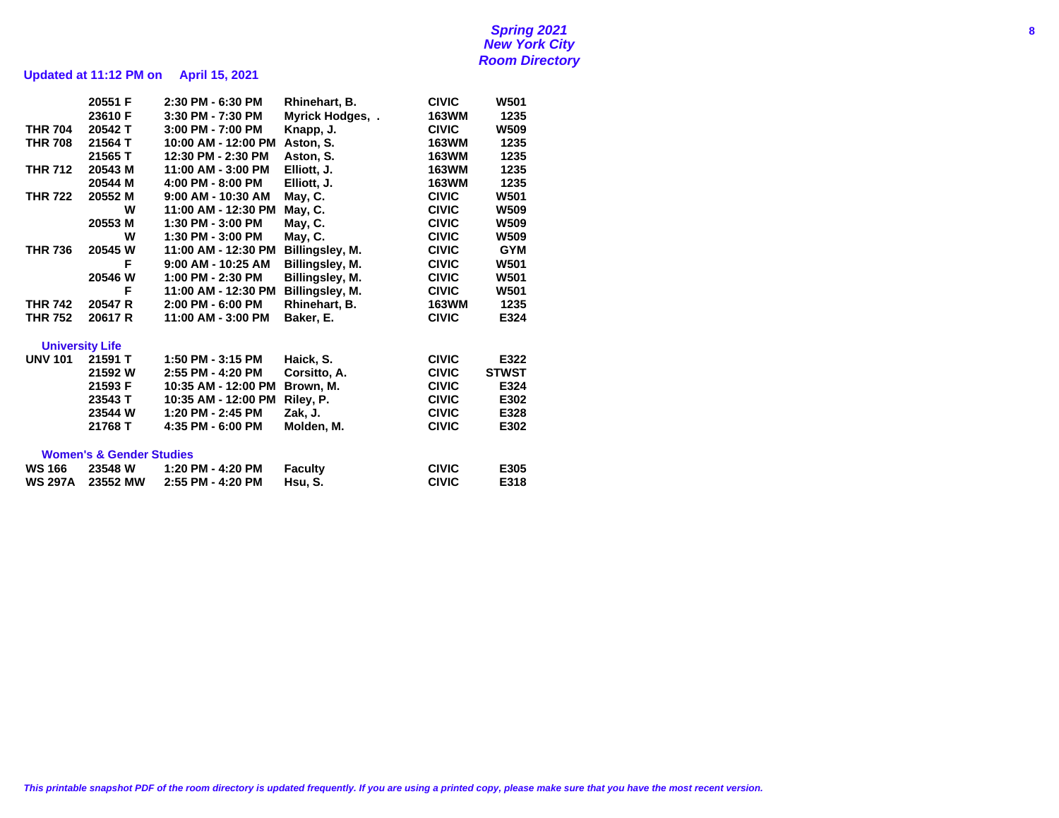# Spring 2021
# New York City
# Room Directory

**Updated at 11:12 PM on April 15, 2021**

| | | | | | |
|---|---|---|---|---|---|
| | 20551 F | 2:30 PM - 6:30 PM | Rhinehart, B. | CIVIC | W501 |
| | 23610 F | 3:30 PM - 7:30 PM | Myrick Hodges, . | 163WM | 1235 |
| THR 704 | 20542 T | 3:00 PM - 7:00 PM | Knapp, J. | CIVIC | W509 |
| THR 708 | 21564 T | 10:00 AM - 12:00 PM | Aston, S. | 163WM | 1235 |
| | 21565 T | 12:30 PM - 2:30 PM | Aston, S. | 163WM | 1235 |
| THR 712 | 20543 M | 11:00 AM - 3:00 PM | Elliott, J. | 163WM | 1235 |
| | 20544 M | 4:00 PM - 8:00 PM | Elliott, J. | 163WM | 1235 |
| THR 722 | 20552 M | 9:00 AM - 10:30 AM | May, C. | CIVIC | W501 |
| | W | 11:00 AM - 12:30 PM | May, C. | CIVIC | W509 |
| | 20553 M | 1:30 PM - 3:00 PM | May, C. | CIVIC | W509 |
| | W | 1:30 PM - 3:00 PM | May, C. | CIVIC | W509 |
| THR 736 | 20545 W | 11:00 AM - 12:30 PM | Billingsley, M. | CIVIC | GYM |
| | F | 9:00 AM - 10:25 AM | Billingsley, M. | CIVIC | W501 |
| | 20546 W | 1:00 PM - 2:30 PM | Billingsley, M. | CIVIC | W501 |
| | F | 11:00 AM - 12:30 PM | Billingsley, M. | CIVIC | W501 |
| THR 742 | 20547 R | 2:00 PM - 6:00 PM | Rhinehart, B. | 163WM | 1235 |
| THR 752 | 20617 R | 11:00 AM - 3:00 PM | Baker, E. | CIVIC | E324 |

## University Life

| | | | | | |
|---|---|---|---|---|---|
| UNV 101 | 21591 T | 1:50 PM - 3:15 PM | Haick, S. | CIVIC | E322 |
| | 21592 W | 2:55 PM - 4:20 PM | Corsitto, A. | CIVIC | STWST |
| | 21593 F | 10:35 AM - 12:00 PM | Brown, M. | CIVIC | E324 |
| | 23543 T | 10:35 AM - 12:00 PM | Riley, P. | CIVIC | E302 |
| | 23544 W | 1:20 PM - 2:45 PM | Zak, J. | CIVIC | E328 |
| | 21768 T | 4:35 PM - 6:00 PM | Molden, M. | CIVIC | E302 |

## Women's & Gender Studies

| | | | | | |
|---|---|---|---|---|---|
| WS 166 | 23548 W | 1:20 PM - 4:20 PM | Faculty | CIVIC | E305 |
| WS 297A | 23552 MW | 2:55 PM - 4:20 PM | Hsu, S. | CIVIC | E318 |

*This printable snapshot PDF of the room directory is updated frequently. If you are using a printed copy, please make sure that you have the most recent version.*